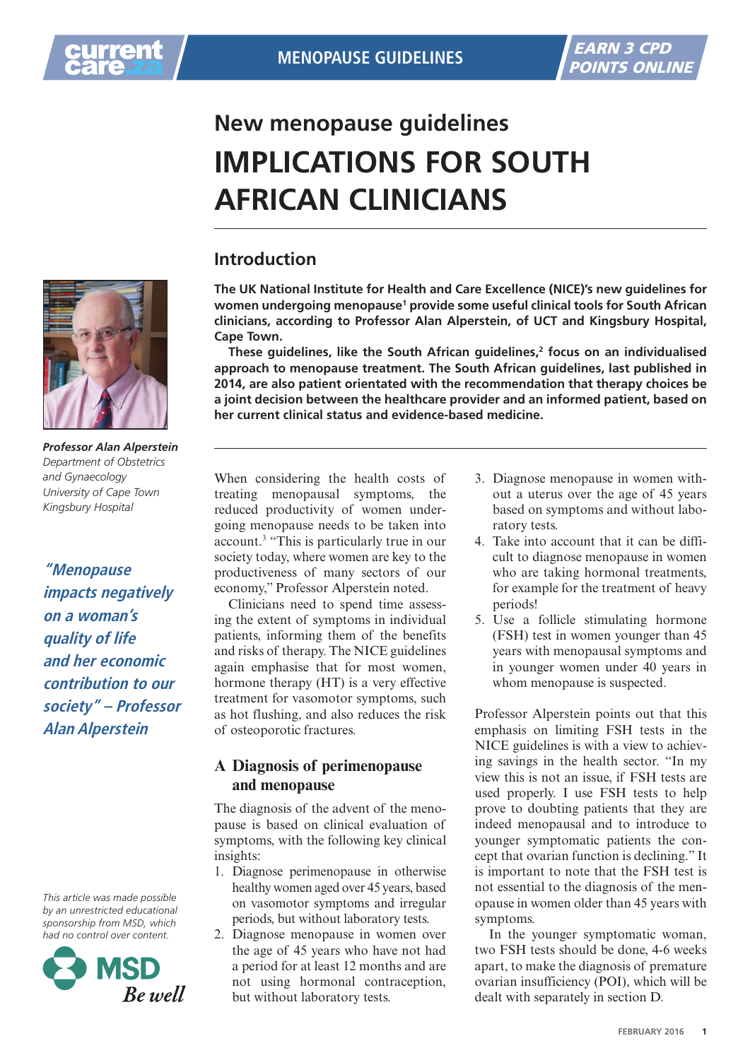# New menopause guidelines

# IMPLICATIONS FOR SOUTH AFRICAN CLINICIANS

## Introduction

**The UK National Institute for Health and Care Excellence (NICE)'s new guidelines for women undergoing menopause[1] provide some useful clinical tools for South African clinicians, according to Professor Alan Alperstein, of UCT and Kingsbury Hospital, Cape Town.**

**These guidelines, like the South African guidelines,[2] focus on an individualised approach to menopause treatment. The South African guidelines, last published in 2014, are also patient orientated with the recommendation that therapy choices be a joint decision between the healthcare provider and an informed patient, based on her current clinical status and evidence-based medicine.**

***Professor Alan Alperstein***
*Department of Obstetrics and Gynaecology*
*University of Cape Town*
*Kingsbury Hospital*

*"Menopause impacts negatively on a woman's quality of life and her economic contribution to our society" – Professor Alan Alperstein*

When considering the health costs of treating menopausal symptoms, the reduced productivity of women undergoing menopause needs to be taken into account.[3] "This is particularly true in our society today, where women are key to the productiveness of many sectors of our economy," Professor Alperstein noted.

Clinicians need to spend time assessing the extent of symptoms in individual patients, informing them of the benefits and risks of therapy. The NICE guidelines again emphasise that for most women, hormone therapy (HT) is a very effective treatment for vasomotor symptoms, such as hot flushing, and also reduces the risk of osteoporotic fractures.

## A Diagnosis of perimenopause and menopause

The diagnosis of the advent of the menopause is based on clinical evaluation of symptoms, with the following key clinical insights:

1. Diagnose perimenopause in otherwise healthy women aged over 45 years, based on vasomotor symptoms and irregular periods, but without laboratory tests.
2. Diagnose menopause in women over the age of 45 years who have not had a period for at least 12 months and are not using hormonal contraception, but without laboratory tests.
3. Diagnose menopause in women without a uterus over the age of 45 years based on symptoms and without laboratory tests.
4. Take into account that it can be difficult to diagnose menopause in women who are taking hormonal treatments, for example for the treatment of heavy periods!
5. Use a follicle stimulating hormone (FSH) test in women younger than 45 years with menopausal symptoms and in younger women under 40 years in whom menopause is suspected.

Professor Alperstein points out that this emphasis on limiting FSH tests in the NICE guidelines is with a view to achieving savings in the health sector. "In my view this is not an issue, if FSH tests are used properly. I use FSH tests to help prove to doubting patients that they are indeed menopausal and to introduce to younger symptomatic patients the concept that ovarian function is declining." It is important to note that the FSH test is not essential to the diagnosis of the menopause in women older than 45 years with symptoms.

In the younger symptomatic woman, two FSH tests should be done, 4-6 weeks apart, to make the diagnosis of premature ovarian insufficiency (POI), which will be dealt with separately in section D.

*This article was made possible by an unrestricted educational sponsorship from MSD, which had no control over content.*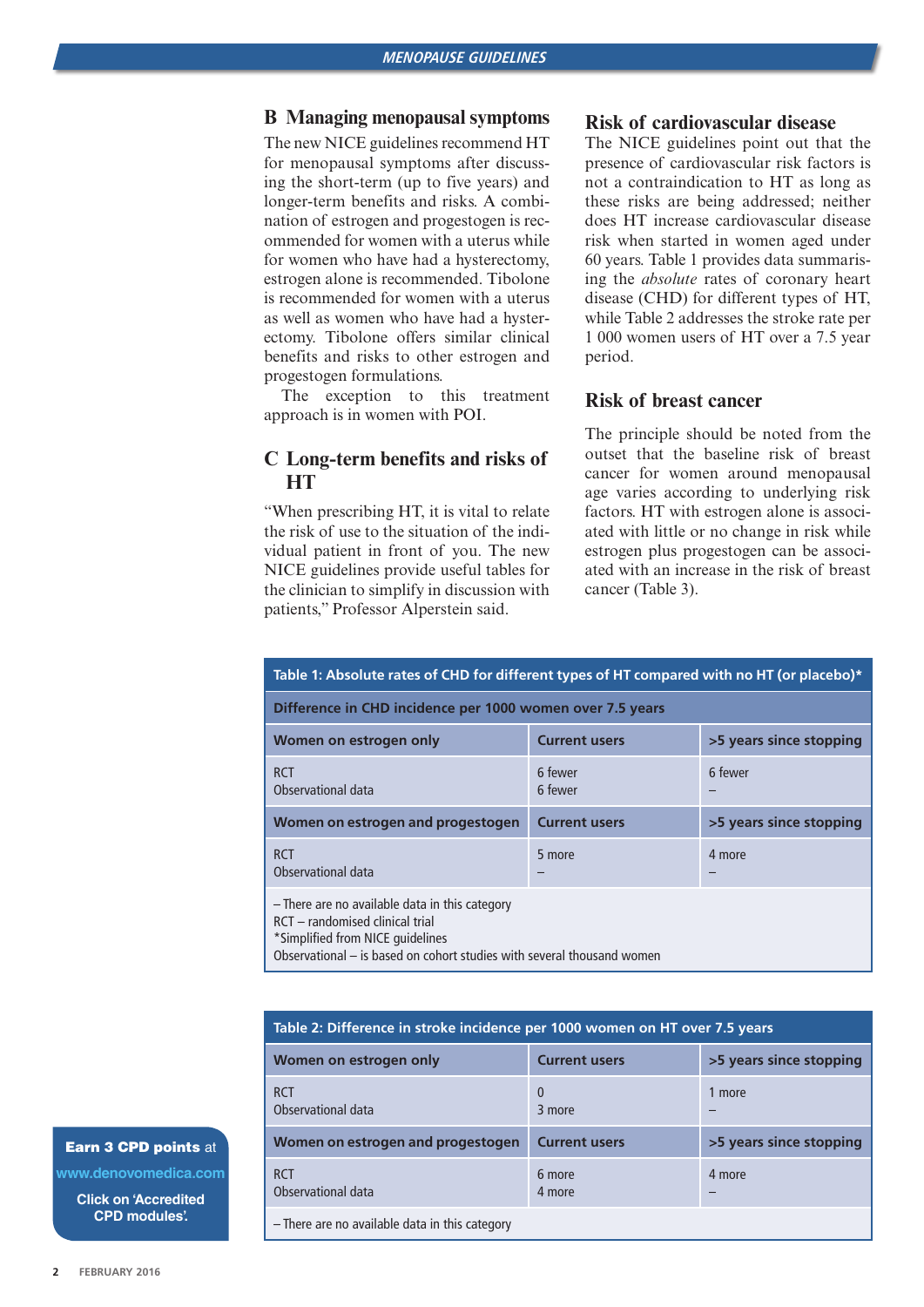## B Managing menopausal symptoms

The new NICE guidelines recommend HT for menopausal symptoms after discussing the short-term (up to five years) and longer-term benefits and risks. A combination of estrogen and progestogen is recommended for women with a uterus while for women who have had a hysterectomy, estrogen alone is recommended. Tibolone is recommended for women with a uterus as well as women who have had a hysterectomy. Tibolone offers similar clinical benefits and risks to other estrogen and progestogen formulations.

The exception to this treatment approach is in women with POI.

## C Long-term benefits and risks of HT

"When prescribing HT, it is vital to relate the risk of use to the situation of the individual patient in front of you. The new NICE guidelines provide useful tables for the clinician to simplify in discussion with patients," Professor Alperstein said.

## Risk of cardiovascular disease

The NICE guidelines point out that the presence of cardiovascular risk factors is not a contraindication to HT as long as these risks are being addressed; neither does HT increase cardiovascular disease risk when started in women aged under 60 years. Table 1 provides data summarising the *absolute* rates of coronary heart disease (CHD) for different types of HT, while Table 2 addresses the stroke rate per 1 000 women users of HT over a 7.5 year period.

## Risk of breast cancer

The principle should be noted from the outset that the baseline risk of breast cancer for women around menopausal age varies according to underlying risk factors. HT with estrogen alone is associated with little or no change in risk while estrogen plus progestogen can be associated with an increase in the risk of breast cancer (Table 3).

**Table 1: Absolute rates of CHD for different types of HT compared with no HT (or placebo)\***

| Difference in CHD incidence per 1000 women over 7.5 years | | |
|---|---|---|
| **Women on estrogen only** | **Current users** | **>5 years since stopping** |
| RCT | 6 fewer | 6 fewer |
| Observational data | 6 fewer | – |
| **Women on estrogen and progestogen** | **Current users** | **>5 years since stopping** |
| RCT | 5 more | 4 more |
| Observational data | – | – |

– There are no available data in this category
RCT – randomised clinical trial
\*Simplified from NICE guidelines
Observational – is based on cohort studies with several thousand women

**Table 2: Difference in stroke incidence per 1000 women on HT over 7.5 years**

| Women on estrogen only | Current users | >5 years since stopping |
|---|---|---|
| RCT | 0 | 1 more |
| Observational data | 3 more | – |
| **Women on estrogen and progestogen** | **Current users** | **>5 years since stopping** |
| RCT | 6 more | 4 more |
| Observational data | 4 more | – |

– There are no available data in this category

**Earn 3 CPD points** at www.denovomedica.com

Click on 'Accredited CPD modules'.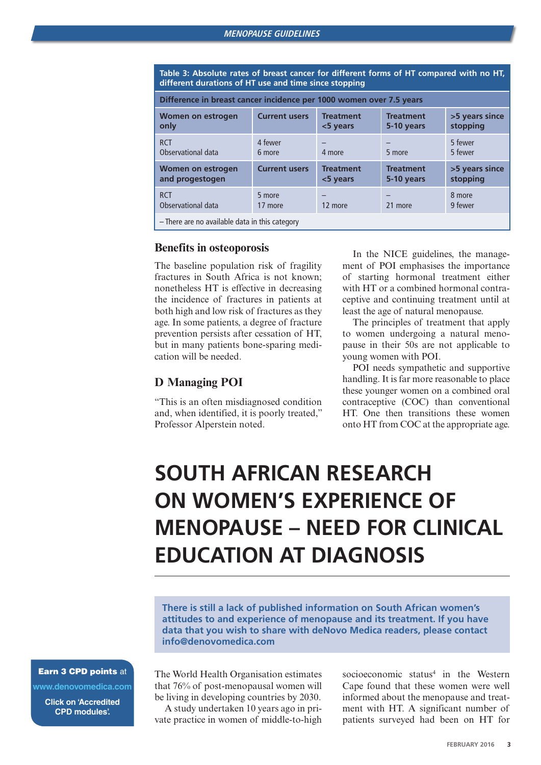**Table 3: Absolute rates of breast cancer for different forms of HT compared with no HT, different durations of HT use and time since stopping**

| Difference in breast cancer incidence per 1000 women over 7.5 years | | | | |
|---|---|---|---|---|
| **Women on estrogen only** | **Current users** | **Treatment <5 years** | **Treatment 5-10 years** | **>5 years since stopping** |
| RCT | 4 fewer | – | – | 5 fewer |
| Observational data | 6 more | 4 more | 5 more | 5 fewer |
| **Women on estrogen and progestogen** | **Current users** | **Treatment <5 years** | **Treatment 5-10 years** | **>5 years since stopping** |
| RCT | 5 more | – | – | 8 more |
| Observational data | 17 more | 12 more | 21 more | 9 fewer |

– There are no available data in this category

## Benefits in osteoporosis

The baseline population risk of fragility fractures in South Africa is not known; nonetheless HT is effective in decreasing the incidence of fractures in patients at both high and low risk of fractures as they age. In some patients, a degree of fracture prevention persists after cessation of HT, but in many patients bone-sparing medication will be needed.

## D Managing POI

"This is an often misdiagnosed condition and, when identified, it is poorly treated," Professor Alperstein noted.

In the NICE guidelines, the management of POI emphasises the importance of starting hormonal treatment either with HT or a combined hormonal contraceptive and continuing treatment until at least the age of natural menopause.

The principles of treatment that apply to women undergoing a natural menopause in their 50s are not applicable to young women with POI.

POI needs sympathetic and supportive handling. It is far more reasonable to place these younger women on a combined oral contraceptive (COC) than conventional HT. One then transitions these women onto HT from COC at the appropriate age.

# SOUTH AFRICAN RESEARCH ON WOMEN'S EXPERIENCE OF MENOPAUSE – NEED FOR CLINICAL EDUCATION AT DIAGNOSIS

**There is still a lack of published information on South African women's attitudes to and experience of menopause and its treatment. If you have data that you wish to share with deNovo Medica readers, please contact info@denovomedica.com**

**Earn 3 CPD points** at www.denovomedica.com

**Click on 'Accredited CPD modules'.**

The World Health Organisation estimates that 76% of post-menopausal women will be living in developing countries by 2030.

A study undertaken 10 years ago in private practice in women of middle-to-high socioeconomic status[4] in the Western Cape found that these women were well informed about the menopause and treatment with HT. A significant number of patients surveyed had been on HT for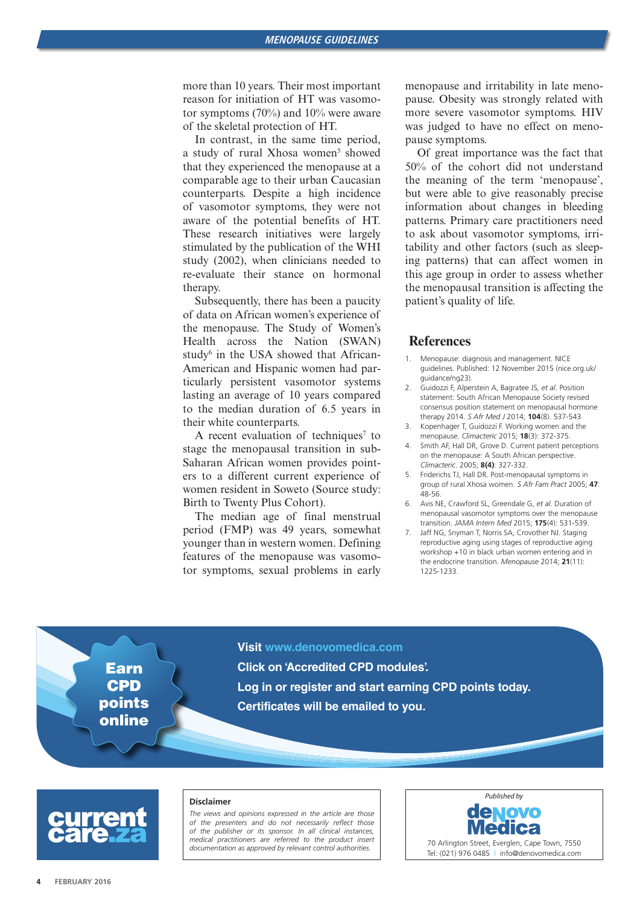more than 10 years. Their most important reason for initiation of HT was vasomotor symptoms (70%) and 10% were aware of the skeletal protection of HT.

In contrast, in the same time period, a study of rural Xhosa women[5] showed that they experienced the menopause at a comparable age to their urban Caucasian counterparts. Despite a high incidence of vasomotor symptoms, they were not aware of the potential benefits of HT. These research initiatives were largely stimulated by the publication of the WHI study (2002), when clinicians needed to re-evaluate their stance on hormonal therapy.

Subsequently, there has been a paucity of data on African women's experience of the menopause. The Study of Women's Health across the Nation (SWAN) study[6] in the USA showed that African-American and Hispanic women had particularly persistent vasomotor systems lasting an average of 10 years compared to the median duration of 6.5 years in their white counterparts.

A recent evaluation of techniques[7] to stage the menopausal transition in sub-Saharan African women provides pointers to a different current experience of women resident in Soweto (Source study: Birth to Twenty Plus Cohort).

The median age of final menstrual period (FMP) was 49 years, somewhat younger than in western women. Defining features of the menopause was vasomotor symptoms, sexual problems in early menopause and irritability in late menopause. Obesity was strongly related with more severe vasomotor symptoms. HIV was judged to have no effect on menopause symptoms.

Of great importance was the fact that 50% of the cohort did not understand the meaning of the term 'menopause', but were able to give reasonably precise information about changes in bleeding patterns. Primary care practitioners need to ask about vasomotor symptoms, irritability and other factors (such as sleeping patterns) that can affect women in this age group in order to assess whether the menopausal transition is affecting the patient's quality of life.

## References

1. Menopause: diagnosis and management. NICE guidelines. Published: 12 November 2015 (nice.org.uk/guidance/ng23).
2. Guidozzi F, Alperstein A, Bagratee JS, *et al.* Position statement: South African Menopause Society revised consensus position statement on menopausal hormone therapy 2014. *S Afr Med J* 2014; **104**(8). 537-543
3. Kopenhager T, Guidozzi F. Working women and the menopause. *Climacteric* 2015; **18**(3): 372-375.
4. Smith AF, Hall DR, Grove D. Current patient perceptions on the menopause: A South African perspective. *Climacteric*. 2005; **8(4)**: 327-332.
5. Friderichs TJ, Hall DR. Post-menopausal symptoms in group of rural Xhosa women. *S Afr Fam Pract* 2005; **47**: 48-56.
6. Avis NE, Crawford SL, Greendale G, *et al.* Duration of menopausal vasomotor symptoms over the menopause transition. *JAMA Intern Med* 2015; **175**(4): 531-539.
7. Jaff NG, Snyman T, Norris SA, Crovother NJ. Staging reproductive aging using stages of reproductive aging workshop +10 in black urban women entering and in the endocrine transition. *Menopause* 2014; **21**(11): 1225-1233.

**Earn CPD points online**

**Visit www.denovomedica.com**
**Click on 'Accredited CPD modules'.**
**Log in or register and start earning CPD points today.**
**Certificates will be emailed to you.**

current care.za

**Disclaimer**

*The views and opinions expressed in the article are those of the presenters and do not necessarily reflect those of the publisher or its sponsor. In all clinical instances, medical practitioners are referred to the product insert documentation as approved by relevant control authorities.*

*Published by*

deNovo Medica

70 Arlington Street, Everglen, Cape Town, 7550
Tel: (021) 976 0485 | info@denovomedica.com